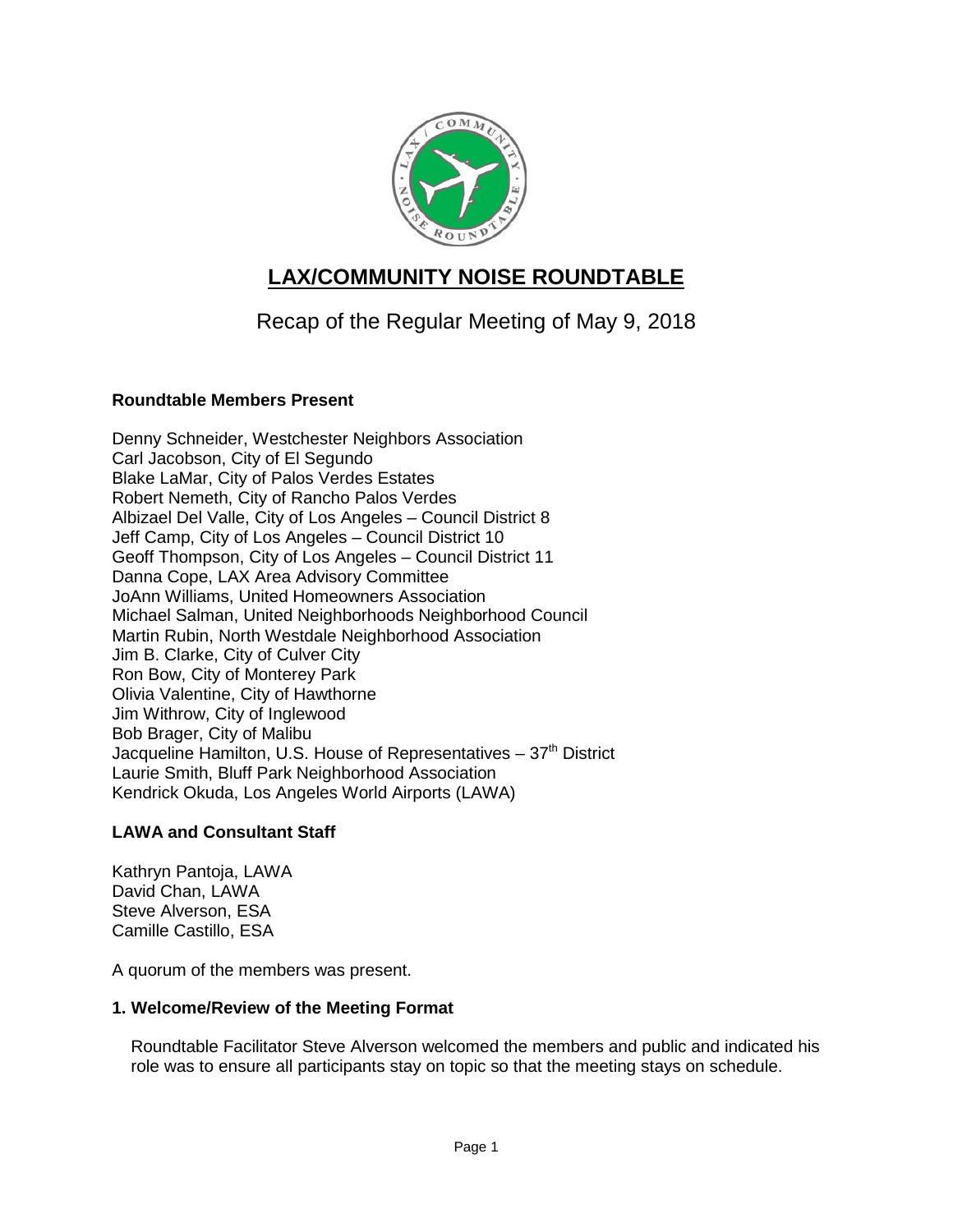# LAX/COMMUNITY NOISE ROUNDTABLE

## Recap of the Regular Meeting of May 9, 2018

### Roundtable Members Present

Denny Schneider, Westchester Neighbors Association
Carl Jacobson, City of El Segundo
Blake LaMar, City of Palos Verdes Estates
Robert Nemeth, City of Rancho Palos Verdes
Albizael Del Valle, City of Los Angeles – Council District 8
Jeff Camp, City of Los Angeles – Council District 10
Geoff Thompson, City of Los Angeles – Council District 11
Danna Cope, LAX Area Advisory Committee
JoAnn Williams, United Homeowners Association
Michael Salman, United Neighborhoods Neighborhood Council
Martin Rubin, North Westdale Neighborhood Association
Jim B. Clarke, City of Culver City
Ron Bow, City of Monterey Park
Olivia Valentine, City of Hawthorne
Jim Withrow, City of Inglewood
Bob Brager, City of Malibu
Jacqueline Hamilton, U.S. House of Representatives – 37th District
Laurie Smith, Bluff Park Neighborhood Association
Kendrick Okuda, Los Angeles World Airports (LAWA)

### LAWA and Consultant Staff

Kathryn Pantoja, LAWA
David Chan, LAWA
Steve Alverson, ESA
Camille Castillo, ESA

A quorum of the members was present.

### 1. Welcome/Review of the Meeting Format

Roundtable Facilitator Steve Alverson welcomed the members and public and indicated his role was to ensure all participants stay on topic so that the meeting stays on schedule.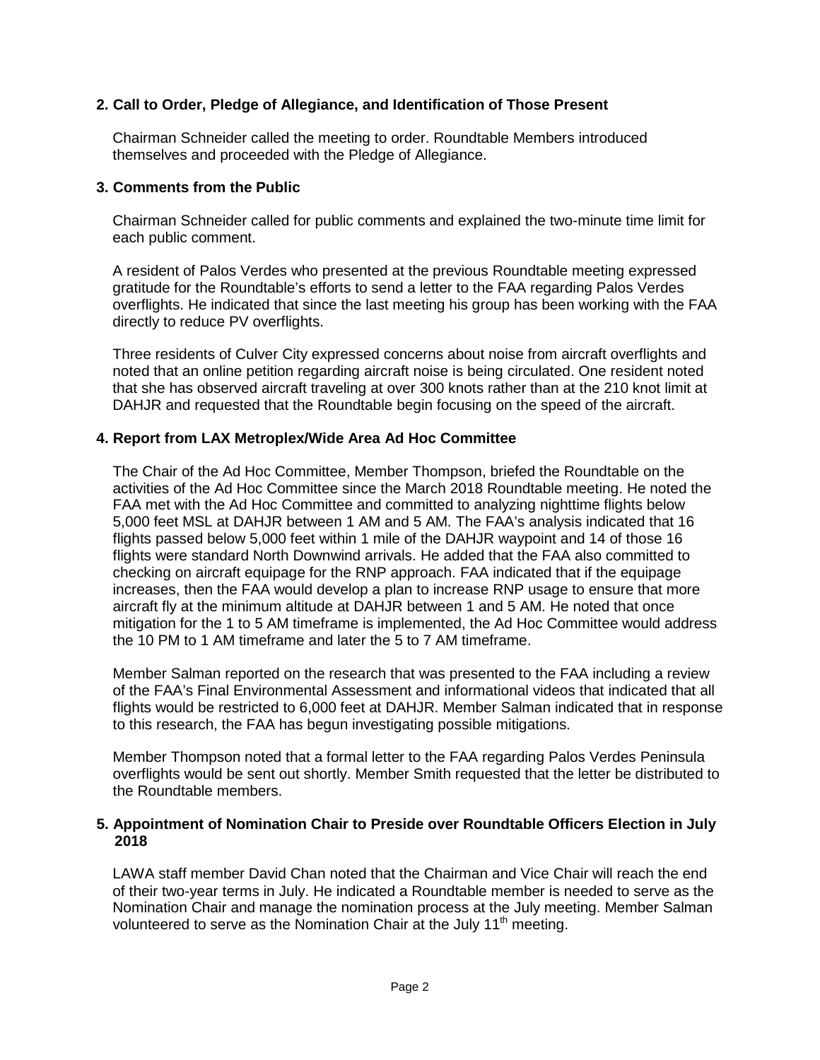**2. Call to Order, Pledge of Allegiance, and Identification of Those Present**

Chairman Schneider called the meeting to order. Roundtable Members introduced themselves and proceeded with the Pledge of Allegiance.

**3. Comments from the Public**

Chairman Schneider called for public comments and explained the two-minute time limit for each public comment.

A resident of Palos Verdes who presented at the previous Roundtable meeting expressed gratitude for the Roundtable's efforts to send a letter to the FAA regarding Palos Verdes overflights. He indicated that since the last meeting his group has been working with the FAA directly to reduce PV overflights.

Three residents of Culver City expressed concerns about noise from aircraft overflights and noted that an online petition regarding aircraft noise is being circulated. One resident noted that she has observed aircraft traveling at over 300 knots rather than at the 210 knot limit at DAHJR and requested that the Roundtable begin focusing on the speed of the aircraft.

**4. Report from LAX Metroplex/Wide Area Ad Hoc Committee**

The Chair of the Ad Hoc Committee, Member Thompson, briefed the Roundtable on the activities of the Ad Hoc Committee since the March 2018 Roundtable meeting. He noted the FAA met with the Ad Hoc Committee and committed to analyzing nighttime flights below 5,000 feet MSL at DAHJR between 1 AM and 5 AM. The FAA's analysis indicated that 16 flights passed below 5,000 feet within 1 mile of the DAHJR waypoint and 14 of those 16 flights were standard North Downwind arrivals. He added that the FAA also committed to checking on aircraft equipage for the RNP approach. FAA indicated that if the equipage increases, then the FAA would develop a plan to increase RNP usage to ensure that more aircraft fly at the minimum altitude at DAHJR between 1 and 5 AM. He noted that once mitigation for the 1 to 5 AM timeframe is implemented, the Ad Hoc Committee would address the 10 PM to 1 AM timeframe and later the 5 to 7 AM timeframe.

Member Salman reported on the research that was presented to the FAA including a review of the FAA's Final Environmental Assessment and informational videos that indicated that all flights would be restricted to 6,000 feet at DAHJR. Member Salman indicated that in response to this research, the FAA has begun investigating possible mitigations.

Member Thompson noted that a formal letter to the FAA regarding Palos Verdes Peninsula overflights would be sent out shortly. Member Smith requested that the letter be distributed to the Roundtable members.

**5. Appointment of Nomination Chair to Preside over Roundtable Officers Election in July 2018**

LAWA staff member David Chan noted that the Chairman and Vice Chair will reach the end of their two-year terms in July. He indicated a Roundtable member is needed to serve as the Nomination Chair and manage the nomination process at the July meeting. Member Salman volunteered to serve as the Nomination Chair at the July 11th meeting.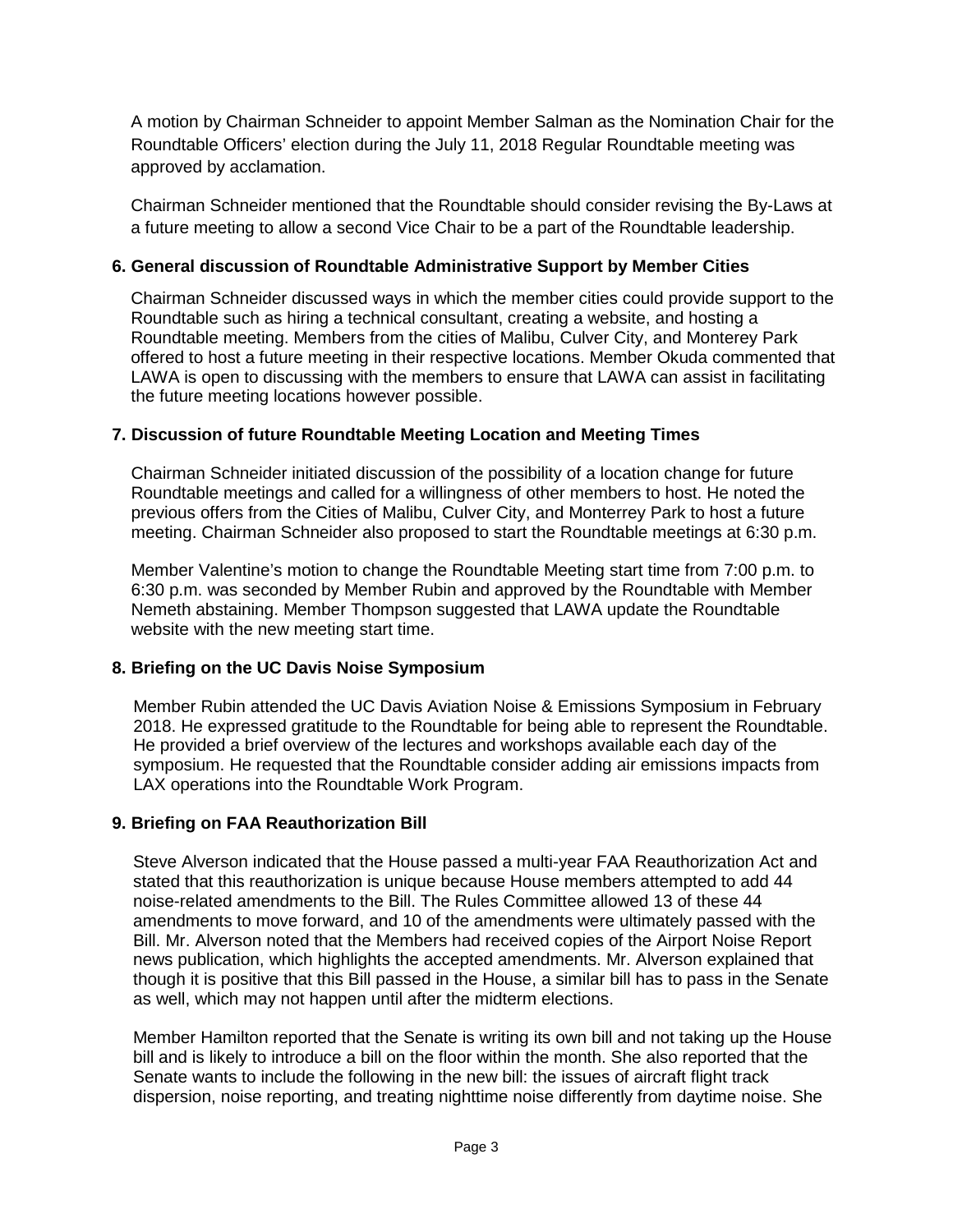A motion by Chairman Schneider to appoint Member Salman as the Nomination Chair for the Roundtable Officers' election during the July 11, 2018 Regular Roundtable meeting was approved by acclamation.

Chairman Schneider mentioned that the Roundtable should consider revising the By-Laws at a future meeting to allow a second Vice Chair to be a part of the Roundtable leadership.

### 6. General discussion of Roundtable Administrative Support by Member Cities

Chairman Schneider discussed ways in which the member cities could provide support to the Roundtable such as hiring a technical consultant, creating a website, and hosting a Roundtable meeting. Members from the cities of Malibu, Culver City, and Monterey Park offered to host a future meeting in their respective locations. Member Okuda commented that LAWA is open to discussing with the members to ensure that LAWA can assist in facilitating the future meeting locations however possible.

### 7. Discussion of future Roundtable Meeting Location and Meeting Times

Chairman Schneider initiated discussion of the possibility of a location change for future Roundtable meetings and called for a willingness of other members to host. He noted the previous offers from the Cities of Malibu, Culver City, and Monterrey Park to host a future meeting. Chairman Schneider also proposed to start the Roundtable meetings at 6:30 p.m.

Member Valentine's motion to change the Roundtable Meeting start time from 7:00 p.m. to 6:30 p.m. was seconded by Member Rubin and approved by the Roundtable with Member Nemeth abstaining. Member Thompson suggested that LAWA update the Roundtable website with the new meeting start time.

### 8. Briefing on the UC Davis Noise Symposium

Member Rubin attended the UC Davis Aviation Noise & Emissions Symposium in February 2018. He expressed gratitude to the Roundtable for being able to represent the Roundtable. He provided a brief overview of the lectures and workshops available each day of the symposium. He requested that the Roundtable consider adding air emissions impacts from LAX operations into the Roundtable Work Program.

### 9. Briefing on FAA Reauthorization Bill

Steve Alverson indicated that the House passed a multi-year FAA Reauthorization Act and stated that this reauthorization is unique because House members attempted to add 44 noise-related amendments to the Bill. The Rules Committee allowed 13 of these 44 amendments to move forward, and 10 of the amendments were ultimately passed with the Bill. Mr. Alverson noted that the Members had received copies of the Airport Noise Report news publication, which highlights the accepted amendments. Mr. Alverson explained that though it is positive that this Bill passed in the House, a similar bill has to pass in the Senate as well, which may not happen until after the midterm elections.

Member Hamilton reported that the Senate is writing its own bill and not taking up the House bill and is likely to introduce a bill on the floor within the month. She also reported that the Senate wants to include the following in the new bill: the issues of aircraft flight track dispersion, noise reporting, and treating nighttime noise differently from daytime noise. She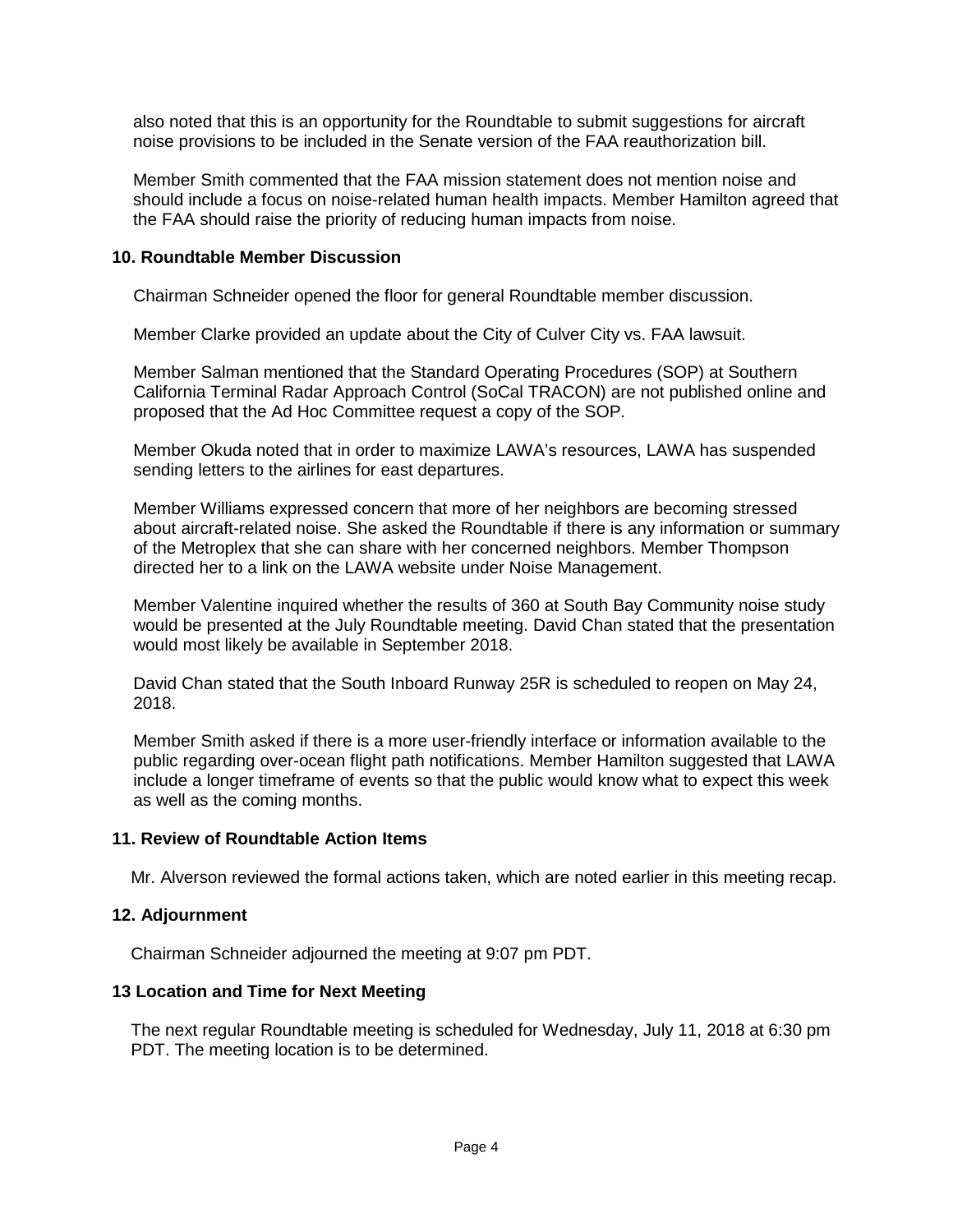also noted that this is an opportunity for the Roundtable to submit suggestions for aircraft noise provisions to be included in the Senate version of the FAA reauthorization bill.

Member Smith commented that the FAA mission statement does not mention noise and should include a focus on noise-related human health impacts. Member Hamilton agreed that the FAA should raise the priority of reducing human impacts from noise.

### 10. Roundtable Member Discussion

Chairman Schneider opened the floor for general Roundtable member discussion.

Member Clarke provided an update about the City of Culver City vs. FAA lawsuit.

Member Salman mentioned that the Standard Operating Procedures (SOP) at Southern California Terminal Radar Approach Control (SoCal TRACON) are not published online and proposed that the Ad Hoc Committee request a copy of the SOP.

Member Okuda noted that in order to maximize LAWA's resources, LAWA has suspended sending letters to the airlines for east departures.

Member Williams expressed concern that more of her neighbors are becoming stressed about aircraft-related noise. She asked the Roundtable if there is any information or summary of the Metroplex that she can share with her concerned neighbors. Member Thompson directed her to a link on the LAWA website under Noise Management.

Member Valentine inquired whether the results of 360 at South Bay Community noise study would be presented at the July Roundtable meeting. David Chan stated that the presentation would most likely be available in September 2018.

David Chan stated that the South Inboard Runway 25R is scheduled to reopen on May 24, 2018.

Member Smith asked if there is a more user-friendly interface or information available to the public regarding over-ocean flight path notifications. Member Hamilton suggested that LAWA include a longer timeframe of events so that the public would know what to expect this week as well as the coming months.

### 11. Review of Roundtable Action Items

Mr. Alverson reviewed the formal actions taken, which are noted earlier in this meeting recap.

### 12. Adjournment

Chairman Schneider adjourned the meeting at 9:07 pm PDT.

### 13 Location and Time for Next Meeting

The next regular Roundtable meeting is scheduled for Wednesday, July 11, 2018 at 6:30 pm PDT. The meeting location is to be determined.